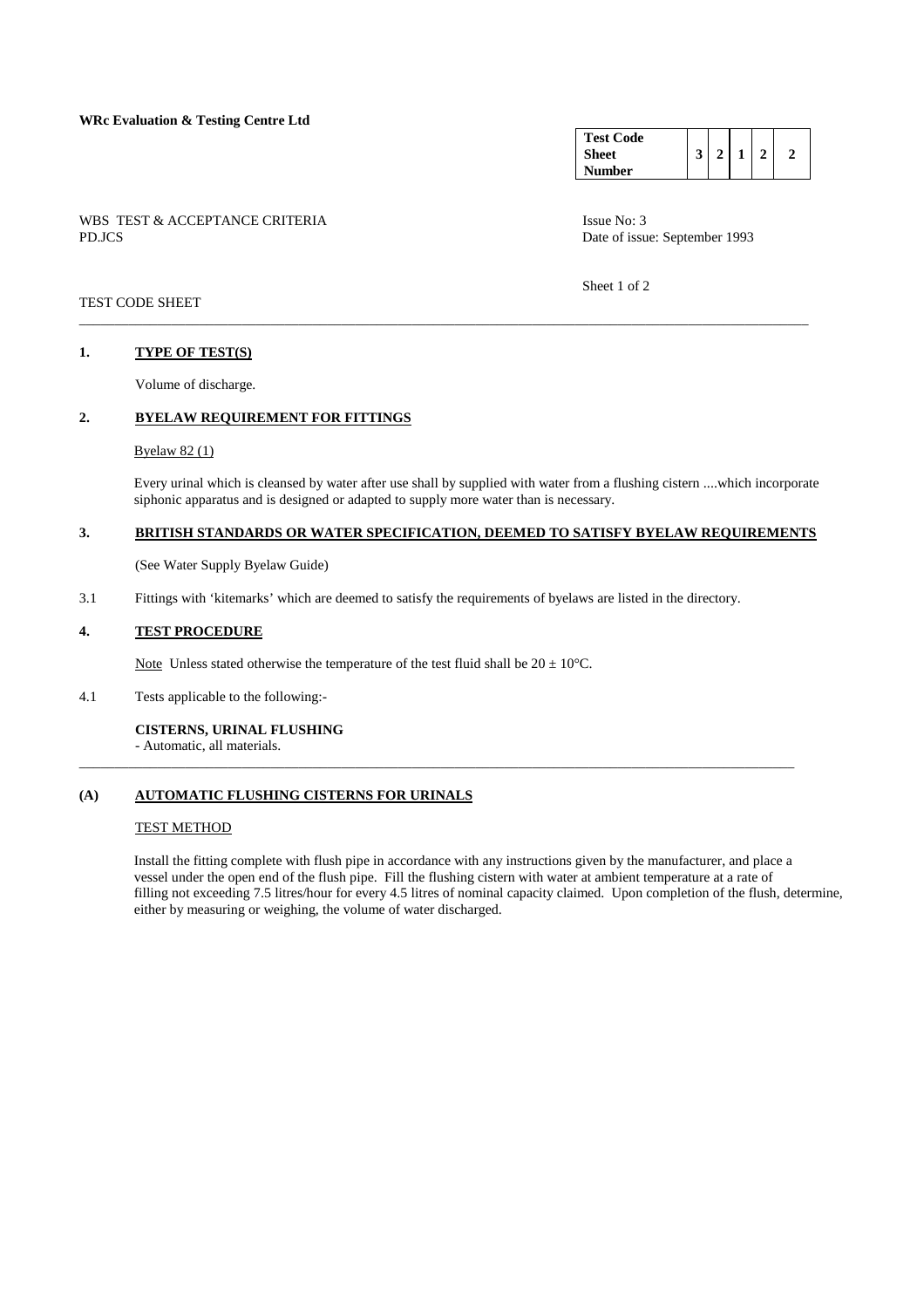**WRc Evaluation & Testing Centre Ltd**

| **Test Code Sheet Number** | **3** | **2** | **1** | **2** | **2** |
|---|---|---|---|---|---|

WBS TEST & ACCEPTANCE CRITERIA
PD.JCS

Issue No: 3
Date of issue: September 1993

TEST CODE SHEET

---

## 1. TYPE OF TEST(S)

Volume of discharge.

## 2. BYELAW REQUIREMENT FOR FITTINGS

Byelaw 82 (1)

Every urinal which is cleansed by water after use shall by supplied with water from a flushing cistern ....which incorporate siphonic apparatus and is designed or adapted to supply more water than is necessary.

## 3. BRITISH STANDARDS OR WATER SPECIFICATION, DEEMED TO SATISFY BYELAW REQUIREMENTS

(See Water Supply Byelaw Guide)

3.1 Fittings with 'kitemarks' which are deemed to satisfy the requirements of byelaws are listed in the directory.

## 4. TEST PROCEDURE

Note Unless stated otherwise the temperature of the test fluid shall be 20 ± 10°C.

4.1 Tests applicable to the following:-

**CISTERNS, URINAL FLUSHING**
- Automatic, all materials.

---

## (A) AUTOMATIC FLUSHING CISTERNS FOR URINALS

TEST METHOD

Install the fitting complete with flush pipe in accordance with any instructions given by the manufacturer, and place a vessel under the open end of the flush pipe. Fill the flushing cistern with water at ambient temperature at a rate of filling not exceeding 7.5 litres/hour for every 4.5 litres of nominal capacity claimed. Upon completion of the flush, determine, either by measuring or weighing, the volume of water discharged.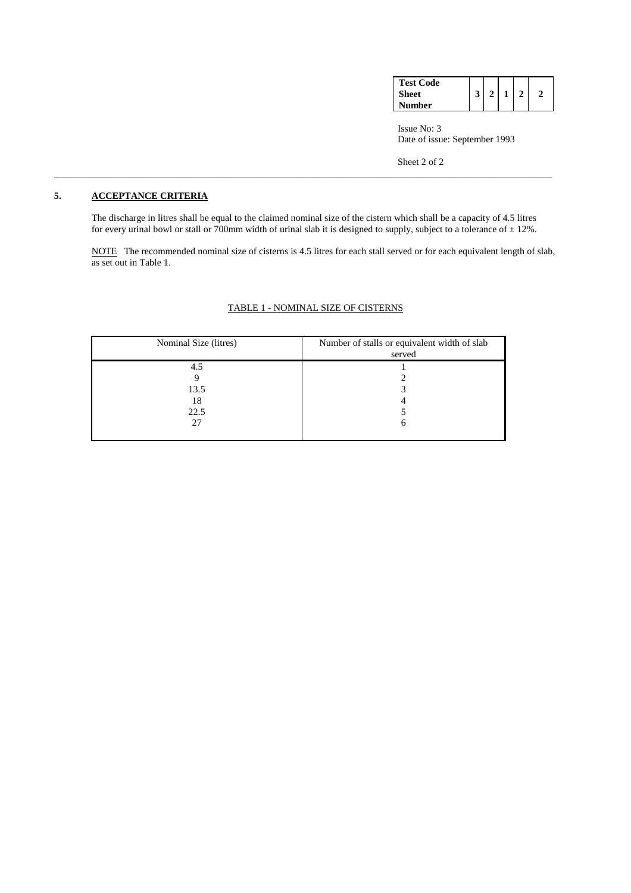## 5. ACCEPTANCE CRITERIA

The discharge in litres shall be equal to the claimed nominal size of the cistern which shall be a capacity of 4.5 litres for every urinal bowl or stall or 700mm width of urinal slab it is designed to supply, subject to a tolerance of ± 12%.

NOTE The recommended nominal size of cisterns is 4.5 litres for each stall served or for each equivalent length of slab, as set out in Table 1.

TABLE 1 - NOMINAL SIZE OF CISTERNS

| Nominal Size (litres) | Number of stalls or equivalent width of slab served |
|---|---|
| 4.5 | 1 |
| 9 | 2 |
| 13.5 | 3 |
| 18 | 4 |
| 22.5 | 5 |
| 27 | 6 |